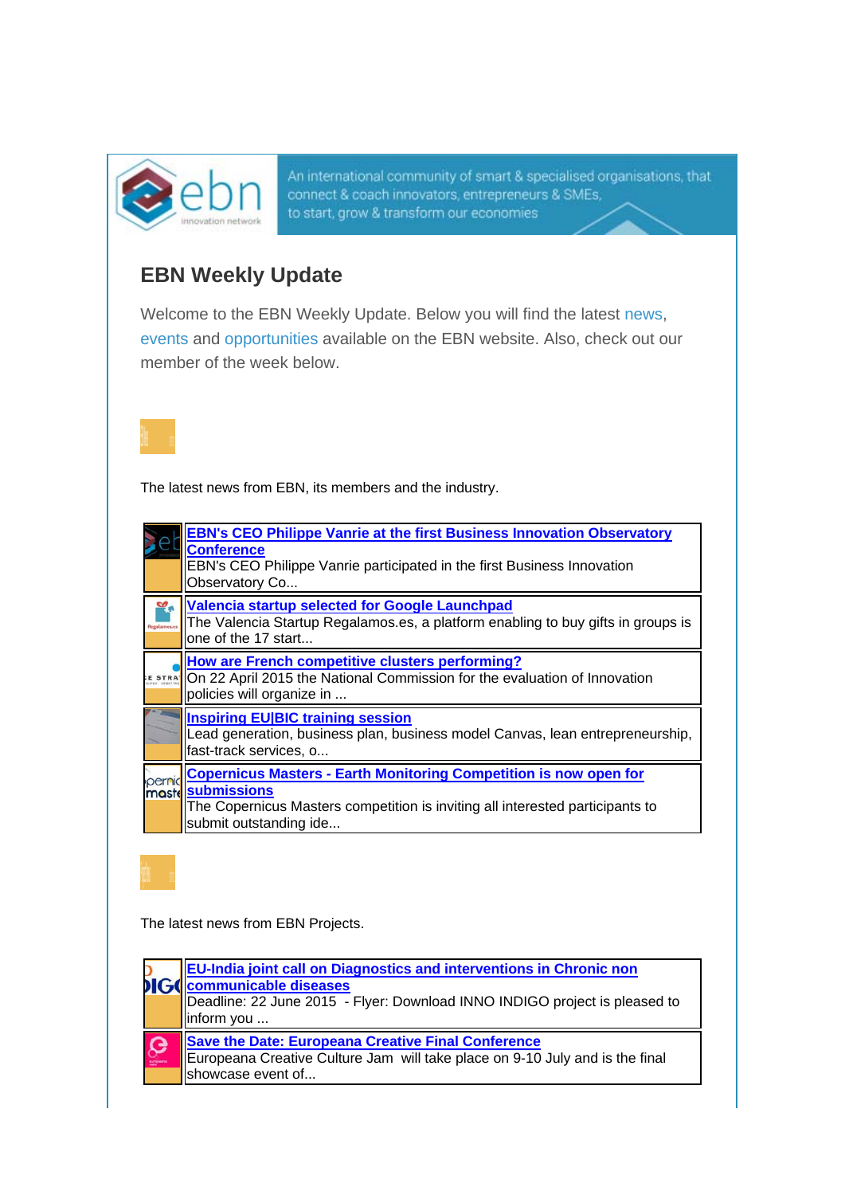An international community of smart & specialised organisations, that connect & coach innovators, entrepreneurs & SMEs, to start, grow & transform our economies

# EBN Weekly Update

Welcome to the EBN Weekly Update. Below you will find the latest news, events and opportunities available on the EBN website. Also, check out our member of the week below.

The latest news from EBN, its members and the industry.

**EBN's CEO Philippe Vanrie at the first Business Innovation Observatory Conference**
EBN's CEO Philippe Vanrie participated in the first Business Innovation Observatory Co...

**Valencia startup selected for Google Launchpad**
The Valencia Startup Regalamos.es, a platform enabling to buy gifts in groups is one of the 17 start...

**How are French competitive clusters performing?**
On 22 April 2015 the National Commission for the evaluation of Innovation policies will organize in ...

**Inspiring EU|BIC training session**
Lead generation, business plan, business model Canvas, lean entrepreneurship, fast-track services, o...

**Copernicus Masters - Earth Monitoring Competition is now open for submissions**
The Copernicus Masters competition is inviting all interested participants to submit outstanding ide...

The latest news from EBN Projects.

**EU-India joint call on Diagnostics and interventions in Chronic non communicable diseases**
Deadline: 22 June 2015 - Flyer: Download INNO INDIGO project is pleased to inform you ...

**Save the Date: Europeana Creative Final Conference**
Europeana Creative Culture Jam will take place on 9-10 July and is the final showcase event of...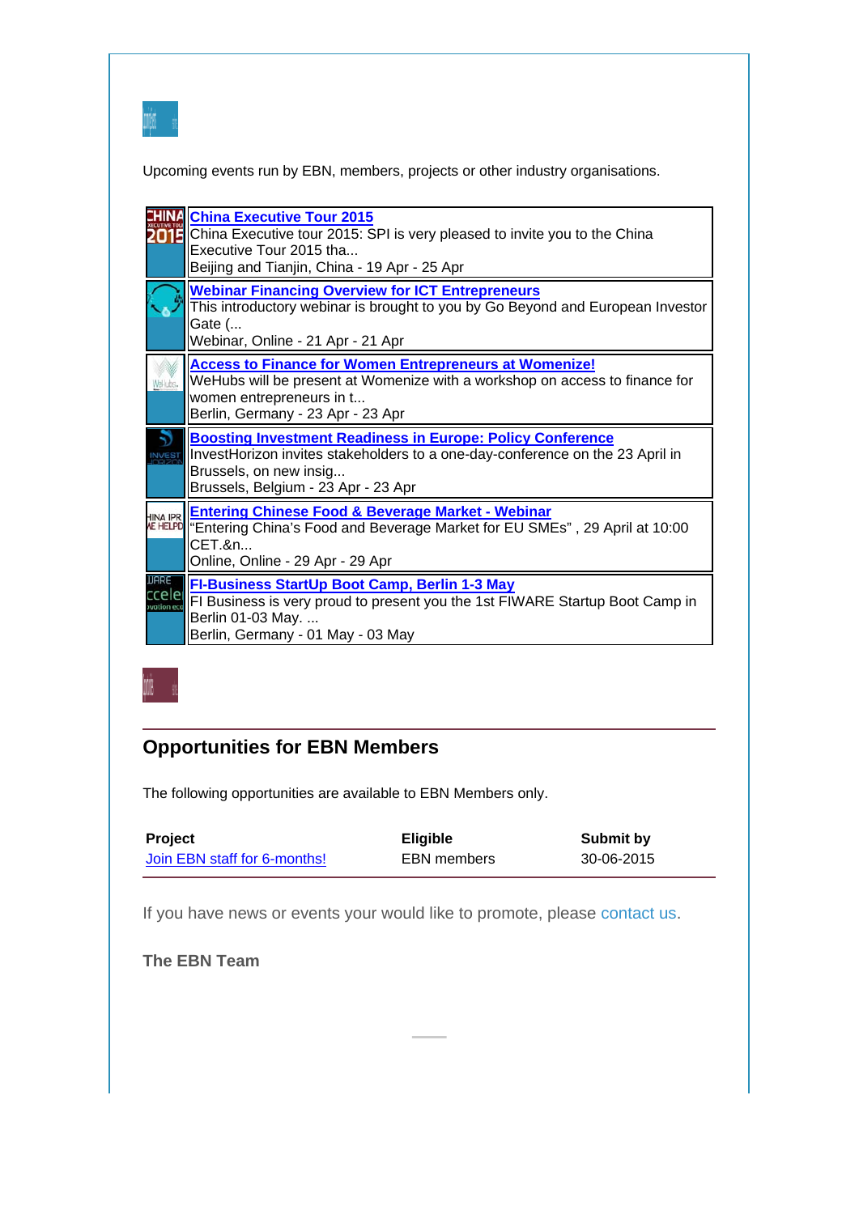Upcoming events run by EBN, members, projects or other industry organisations.

**China Executive Tour 2015**
China Executive tour 2015: SPI is very pleased to invite you to the China Executive Tour 2015 tha...
Beijing and Tianjin, China - 19 Apr - 25 Apr

**Webinar Financing Overview for ICT Entrepreneurs**
This introductory webinar is brought to you by Go Beyond and European Investor Gate (...
Webinar, Online - 21 Apr - 21 Apr

**Access to Finance for Women Entrepreneurs at Womenize!**
WeHubs will be present at Womenize with a workshop on access to finance for women entrepreneurs in t...
Berlin, Germany - 23 Apr - 23 Apr

**Boosting Investment Readiness in Europe: Policy Conference**
InvestHorizon invites stakeholders to a one-day-conference on the 23 April in Brussels, on new insig...
Brussels, Belgium - 23 Apr - 23 Apr

**Entering Chinese Food & Beverage Market - Webinar**
"Entering China's Food and Beverage Market for EU SMEs" , 29 April at 10:00 CET.&n...
Online, Online - 29 Apr - 29 Apr

**FI-Business StartUp Boot Camp, Berlin 1-3 May**
FI Business is very proud to present you the 1st FIWARE Startup Boot Camp in Berlin 01-03 May. ...
Berlin, Germany - 01 May - 03 May

## Opportunities for EBN Members

The following opportunities are available to EBN Members only.

| Project | Eligible | Submit by |
|---|---|---|
| Join EBN staff for 6-months! | EBN members | 30-06-2015 |

If you have news or events your would like to promote, please contact us.

**The EBN Team**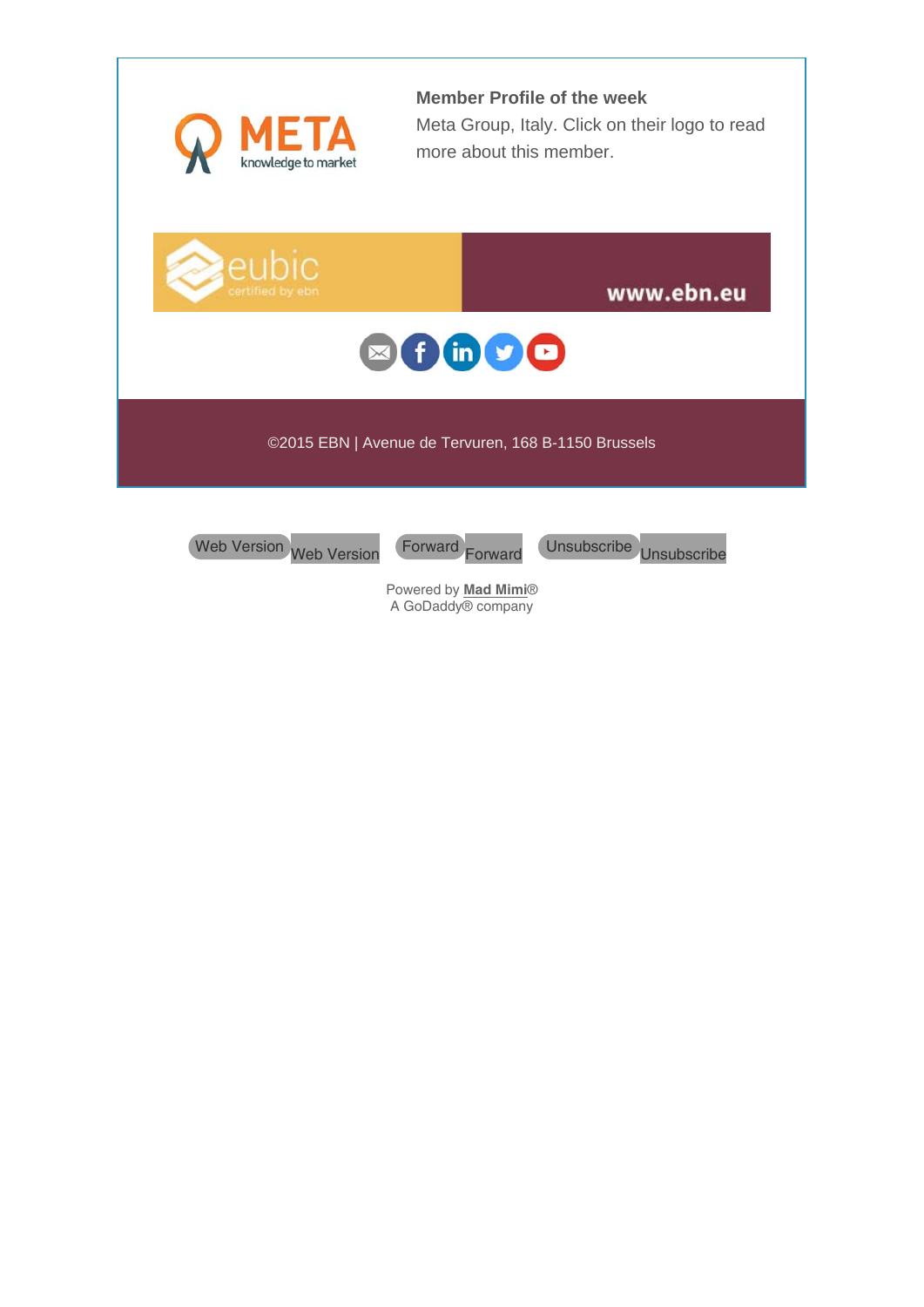**Member Profile of the week**

Meta Group, Italy. Click on their logo to read more about this member.

www.ebn.eu

©2015 EBN | Avenue de Tervuren, 168 B-1150 Brussels

Web Version Web Version Forward Forward Unsubscribe Unsubscribe

Powered by **Mad Mimi**®
A GoDaddy® company